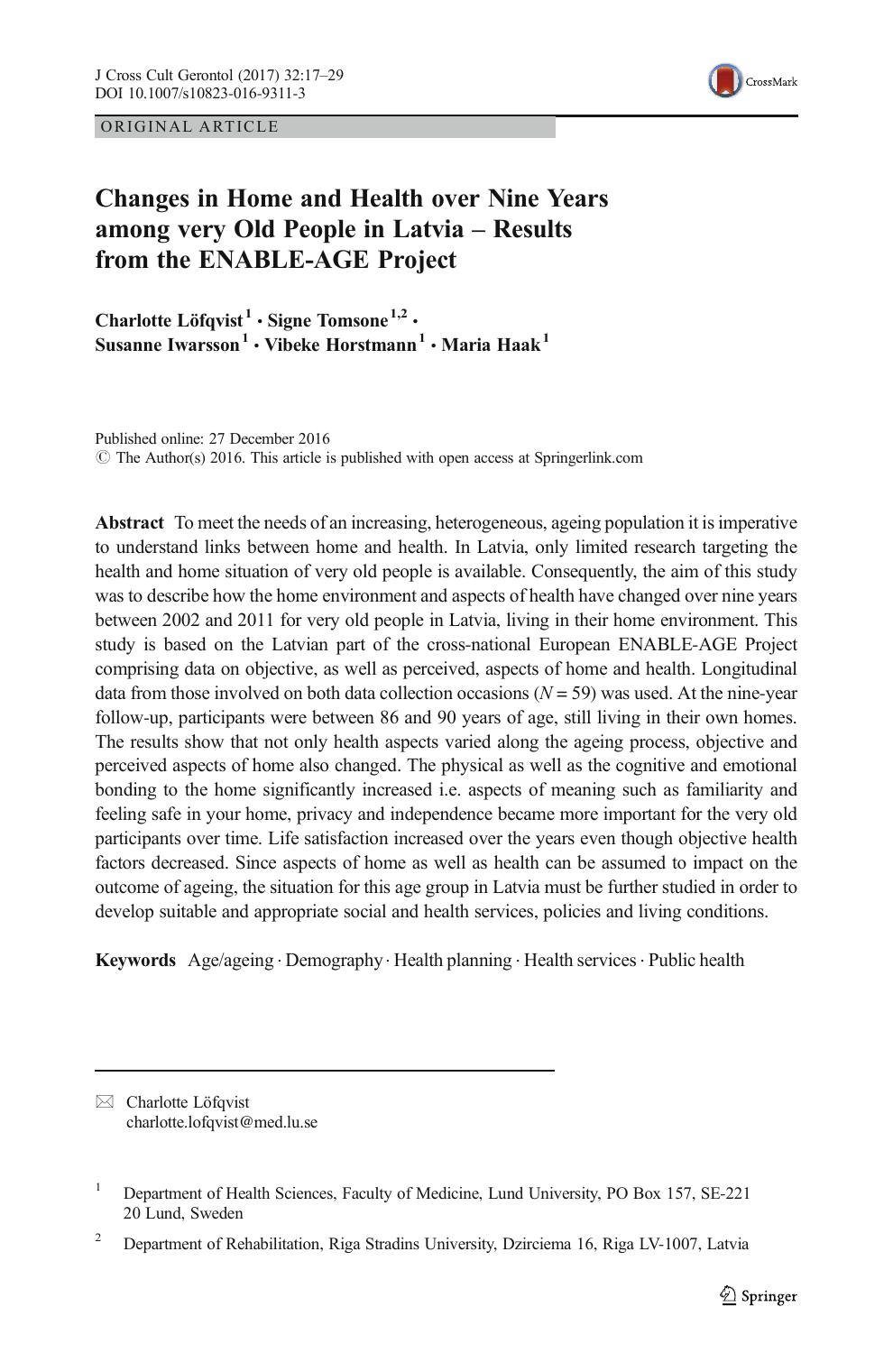ORIGINAL ARTICLE

# Changes in Home and Health over Nine Years among very Old People in Latvia – Results from the ENABLE-AGE Project

**Charlotte Löfqvist**[1] **· Signe Tomsone**[1,2] **· Susanne Iwarsson**[1] **· Vibeke Horstmann**[1] **· Maria Haak**[1]

Published online: 27 December 2016
© The Author(s) 2016. This article is published with open access at Springerlink.com

**Abstract** To meet the needs of an increasing, heterogeneous, ageing population it is imperative to understand links between home and health. In Latvia, only limited research targeting the health and home situation of very old people is available. Consequently, the aim of this study was to describe how the home environment and aspects of health have changed over nine years between 2002 and 2011 for very old people in Latvia, living in their home environment. This study is based on the Latvian part of the cross-national European ENABLE-AGE Project comprising data on objective, as well as perceived, aspects of home and health. Longitudinal data from those involved on both data collection occasions ($N = 59$) was used. At the nine-year follow-up, participants were between 86 and 90 years of age, still living in their own homes. The results show that not only health aspects varied along the ageing process, objective and perceived aspects of home also changed. The physical as well as the cognitive and emotional bonding to the home significantly increased i.e. aspects of meaning such as familiarity and feeling safe in your home, privacy and independence became more important for the very old participants over time. Life satisfaction increased over the years even though objective health factors decreased. Since aspects of home as well as health can be assumed to impact on the outcome of ageing, the situation for this age group in Latvia must be further studied in order to develop suitable and appropriate social and health services, policies and living conditions.

**Keywords** Age/ageing · Demography · Health planning · Health services · Public health

---

✉ Charlotte Löfqvist
charlotte.lofqvist@med.lu.se

[1] Department of Health Sciences, Faculty of Medicine, Lund University, PO Box 157, SE-221 20 Lund, Sweden

[2] Department of Rehabilitation, Riga Stradins University, Dzirciema 16, Riga LV-1007, Latvia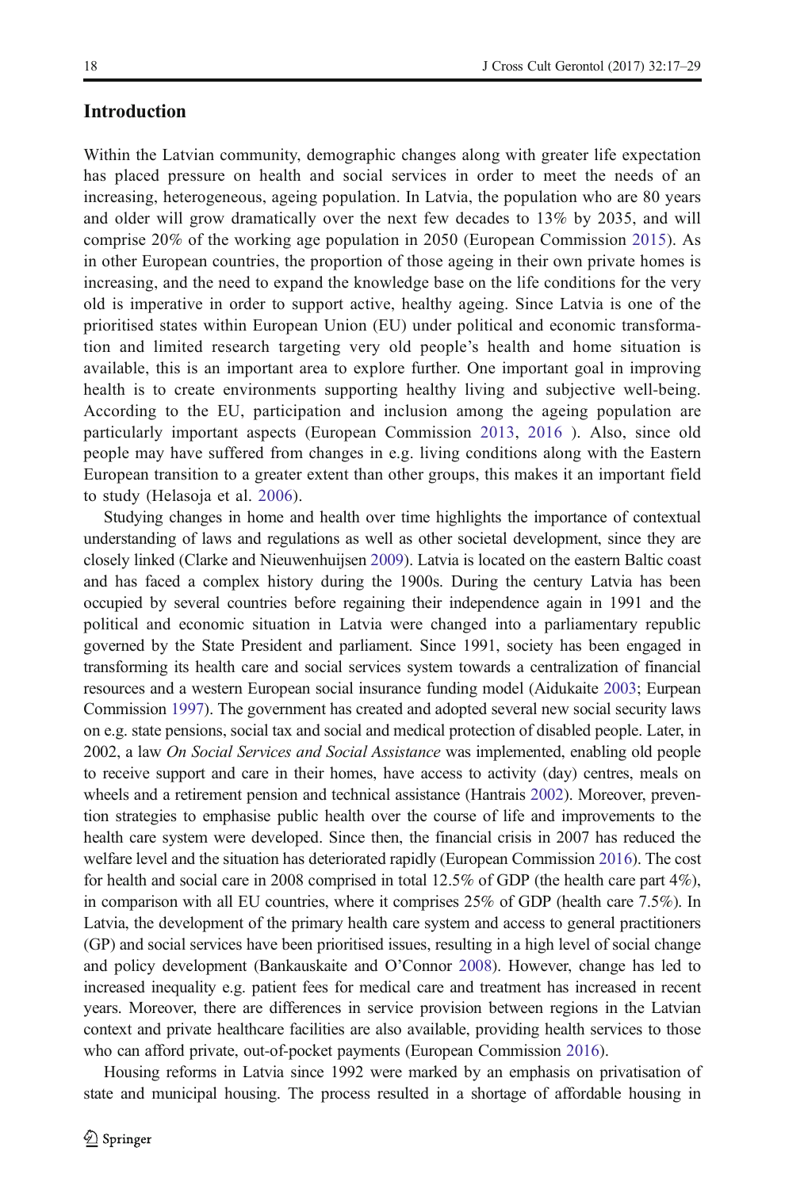## Introduction

Within the Latvian community, demographic changes along with greater life expectation has placed pressure on health and social services in order to meet the needs of an increasing, heterogeneous, ageing population. In Latvia, the population who are 80 years and older will grow dramatically over the next few decades to 13% by 2035, and will comprise 20% of the working age population in 2050 (European Commission 2015). As in other European countries, the proportion of those ageing in their own private homes is increasing, and the need to expand the knowledge base on the life conditions for the very old is imperative in order to support active, healthy ageing. Since Latvia is one of the prioritised states within European Union (EU) under political and economic transformation and limited research targeting very old people's health and home situation is available, this is an important area to explore further. One important goal in improving health is to create environments supporting healthy living and subjective well-being. According to the EU, participation and inclusion among the ageing population are particularly important aspects (European Commission 2013, 2016 ). Also, since old people may have suffered from changes in e.g. living conditions along with the Eastern European transition to a greater extent than other groups, this makes it an important field to study (Helasoja et al. 2006).

Studying changes in home and health over time highlights the importance of contextual understanding of laws and regulations as well as other societal development, since they are closely linked (Clarke and Nieuwenhuijsen 2009). Latvia is located on the eastern Baltic coast and has faced a complex history during the 1900s. During the century Latvia has been occupied by several countries before regaining their independence again in 1991 and the political and economic situation in Latvia were changed into a parliamentary republic governed by the State President and parliament. Since 1991, society has been engaged in transforming its health care and social services system towards a centralization of financial resources and a western European social insurance funding model (Aidukaite 2003; Eurpean Commission 1997). The government has created and adopted several new social security laws on e.g. state pensions, social tax and social and medical protection of disabled people. Later, in 2002, a law *On Social Services and Social Assistance* was implemented, enabling old people to receive support and care in their homes, have access to activity (day) centres, meals on wheels and a retirement pension and technical assistance (Hantrais 2002). Moreover, prevention strategies to emphasise public health over the course of life and improvements to the health care system were developed. Since then, the financial crisis in 2007 has reduced the welfare level and the situation has deteriorated rapidly (European Commission 2016). The cost for health and social care in 2008 comprised in total 12.5% of GDP (the health care part 4%), in comparison with all EU countries, where it comprises 25% of GDP (health care 7.5%). In Latvia, the development of the primary health care system and access to general practitioners (GP) and social services have been prioritised issues, resulting in a high level of social change and policy development (Bankauskaite and O'Connor 2008). However, change has led to increased inequality e.g. patient fees for medical care and treatment has increased in recent years. Moreover, there are differences in service provision between regions in the Latvian context and private healthcare facilities are also available, providing health services to those who can afford private, out-of-pocket payments (European Commission 2016).

Housing reforms in Latvia since 1992 were marked by an emphasis on privatisation of state and municipal housing. The process resulted in a shortage of affordable housing in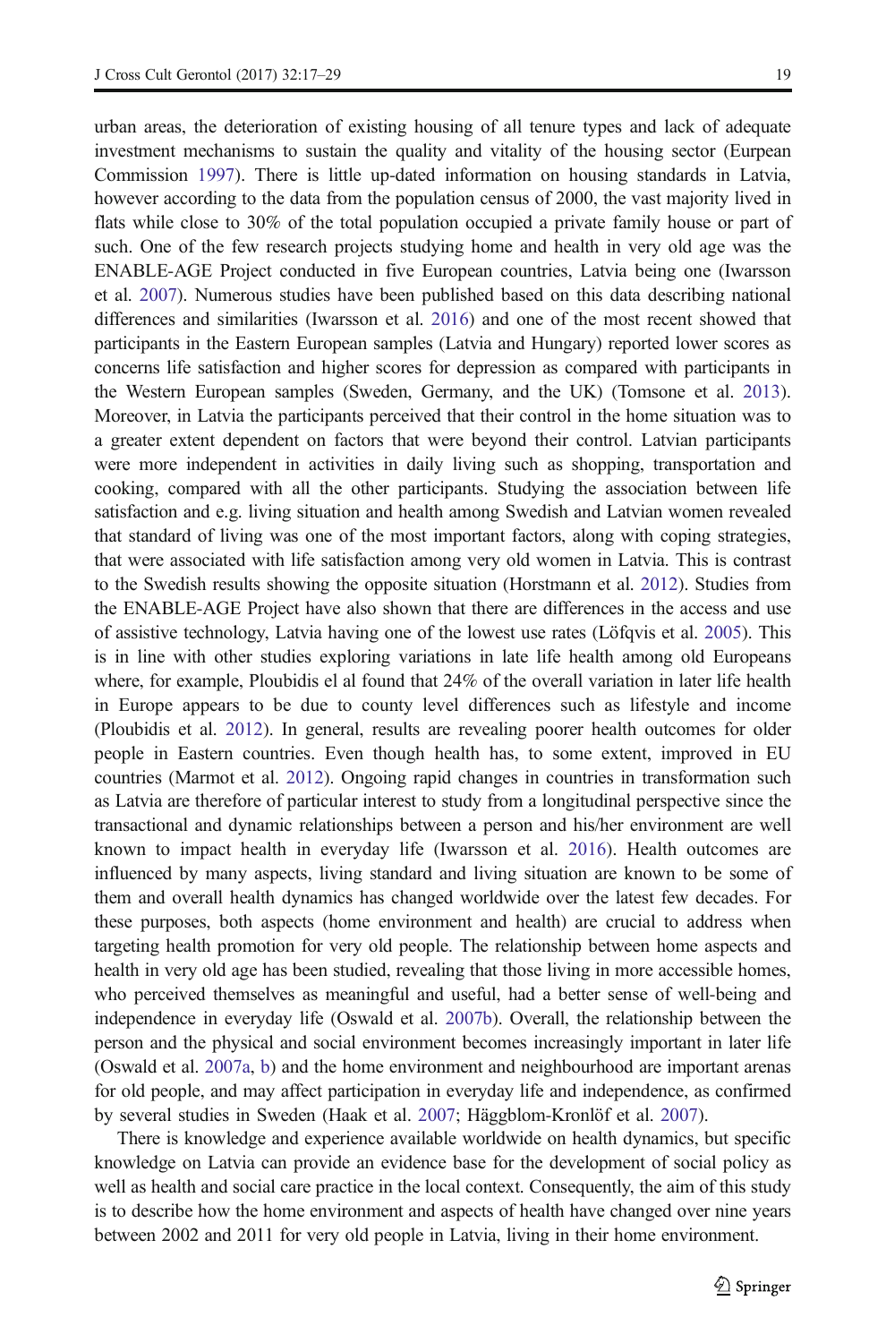urban areas, the deterioration of existing housing of all tenure types and lack of adequate investment mechanisms to sustain the quality and vitality of the housing sector (Eurpean Commission 1997). There is little up-dated information on housing standards in Latvia, however according to the data from the population census of 2000, the vast majority lived in flats while close to 30% of the total population occupied a private family house or part of such. One of the few research projects studying home and health in very old age was the ENABLE-AGE Project conducted in five European countries, Latvia being one (Iwarsson et al. 2007). Numerous studies have been published based on this data describing national differences and similarities (Iwarsson et al. 2016) and one of the most recent showed that participants in the Eastern European samples (Latvia and Hungary) reported lower scores as concerns life satisfaction and higher scores for depression as compared with participants in the Western European samples (Sweden, Germany, and the UK) (Tomsone et al. 2013). Moreover, in Latvia the participants perceived that their control in the home situation was to a greater extent dependent on factors that were beyond their control. Latvian participants were more independent in activities in daily living such as shopping, transportation and cooking, compared with all the other participants. Studying the association between life satisfaction and e.g. living situation and health among Swedish and Latvian women revealed that standard of living was one of the most important factors, along with coping strategies, that were associated with life satisfaction among very old women in Latvia. This is contrast to the Swedish results showing the opposite situation (Horstmann et al. 2012). Studies from the ENABLE-AGE Project have also shown that there are differences in the access and use of assistive technology, Latvia having one of the lowest use rates (Löfqvis et al. 2005). This is in line with other studies exploring variations in late life health among old Europeans where, for example, Ploubidis el al found that 24% of the overall variation in later life health in Europe appears to be due to county level differences such as lifestyle and income (Ploubidis et al. 2012). In general, results are revealing poorer health outcomes for older people in Eastern countries. Even though health has, to some extent, improved in EU countries (Marmot et al. 2012). Ongoing rapid changes in countries in transformation such as Latvia are therefore of particular interest to study from a longitudinal perspective since the transactional and dynamic relationships between a person and his/her environment are well known to impact health in everyday life (Iwarsson et al. 2016). Health outcomes are influenced by many aspects, living standard and living situation are known to be some of them and overall health dynamics has changed worldwide over the latest few decades. For these purposes, both aspects (home environment and health) are crucial to address when targeting health promotion for very old people. The relationship between home aspects and health in very old age has been studied, revealing that those living in more accessible homes, who perceived themselves as meaningful and useful, had a better sense of well-being and independence in everyday life (Oswald et al. 2007b). Overall, the relationship between the person and the physical and social environment becomes increasingly important in later life (Oswald et al. 2007a, b) and the home environment and neighbourhood are important arenas for old people, and may affect participation in everyday life and independence, as confirmed by several studies in Sweden (Haak et al. 2007; Häggblom-Kronlöf et al. 2007).

There is knowledge and experience available worldwide on health dynamics, but specific knowledge on Latvia can provide an evidence base for the development of social policy as well as health and social care practice in the local context. Consequently, the aim of this study is to describe how the home environment and aspects of health have changed over nine years between 2002 and 2011 for very old people in Latvia, living in their home environment.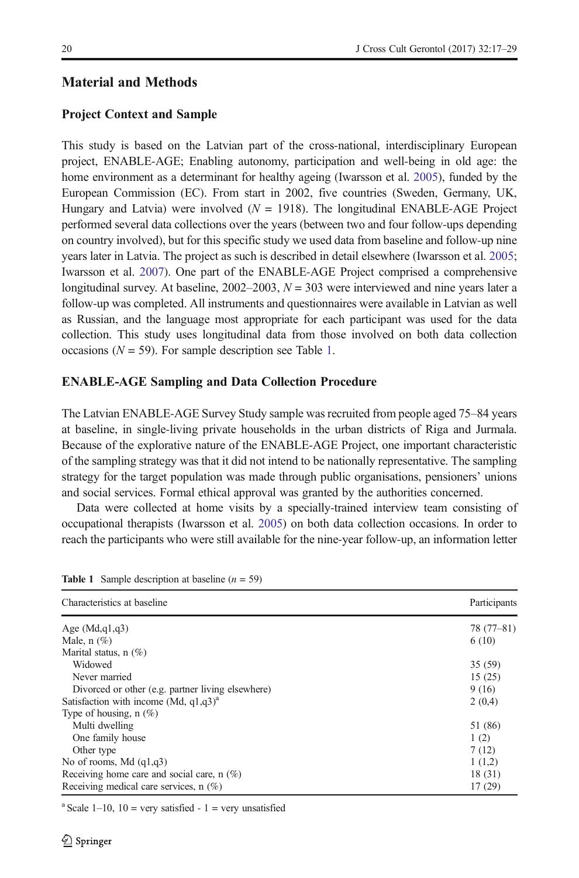## Material and Methods

### Project Context and Sample

This study is based on the Latvian part of the cross-national, interdisciplinary European project, ENABLE-AGE; Enabling autonomy, participation and well-being in old age: the home environment as a determinant for healthy ageing (Iwarsson et al. 2005), funded by the European Commission (EC). From start in 2002, five countries (Sweden, Germany, UK, Hungary and Latvia) were involved (*N* = 1918). The longitudinal ENABLE-AGE Project performed several data collections over the years (between two and four follow-ups depending on country involved), but for this specific study we used data from baseline and follow-up nine years later in Latvia. The project as such is described in detail elsewhere (Iwarsson et al. 2005; Iwarsson et al. 2007). One part of the ENABLE-AGE Project comprised a comprehensive longitudinal survey. At baseline, 2002–2003, *N* = 303 were interviewed and nine years later a follow-up was completed. All instruments and questionnaires were available in Latvian as well as Russian, and the language most appropriate for each participant was used for the data collection. This study uses longitudinal data from those involved on both data collection occasions (*N* = 59). For sample description see Table 1.

### ENABLE-AGE Sampling and Data Collection Procedure

The Latvian ENABLE-AGE Survey Study sample was recruited from people aged 75–84 years at baseline, in single-living private households in the urban districts of Riga and Jurmala. Because of the explorative nature of the ENABLE-AGE Project, one important characteristic of the sampling strategy was that it did not intend to be nationally representative. The sampling strategy for the target population was made through public organisations, pensioners' unions and social services. Formal ethical approval was granted by the authorities concerned.

Data were collected at home visits by a specially-trained interview team consisting of occupational therapists (Iwarsson et al. 2005) on both data collection occasions. In order to reach the participants who were still available for the nine-year follow-up, an information letter

**Table 1** Sample description at baseline (*n* = 59)

| Characteristics at baseline | Participants |
|---|---|
| Age (Md,q1,q3) | 78 (77–81) |
| Male, n (%) | 6 (10) |
| Marital status, n (%) | |
| Widowed | 35 (59) |
| Never married | 15 (25) |
| Divorced or other (e.g. partner living elsewhere) | 9 (16) |
| Satisfaction with income (Md, q1,q3)[a] | 2 (0,4) |
| Type of housing, n (%) | |
| Multi dwelling | 51 (86) |
| One family house | 1 (2) |
| Other type | 7 (12) |
| No of rooms, Md (q1,q3) | 1 (1,2) |
| Receiving home care and social care, n (%) | 18 (31) |
| Receiving medical care services, n (%) | 17 (29) |

[a] Scale 1–10, 10 = very satisfied - 1 = very unsatisfied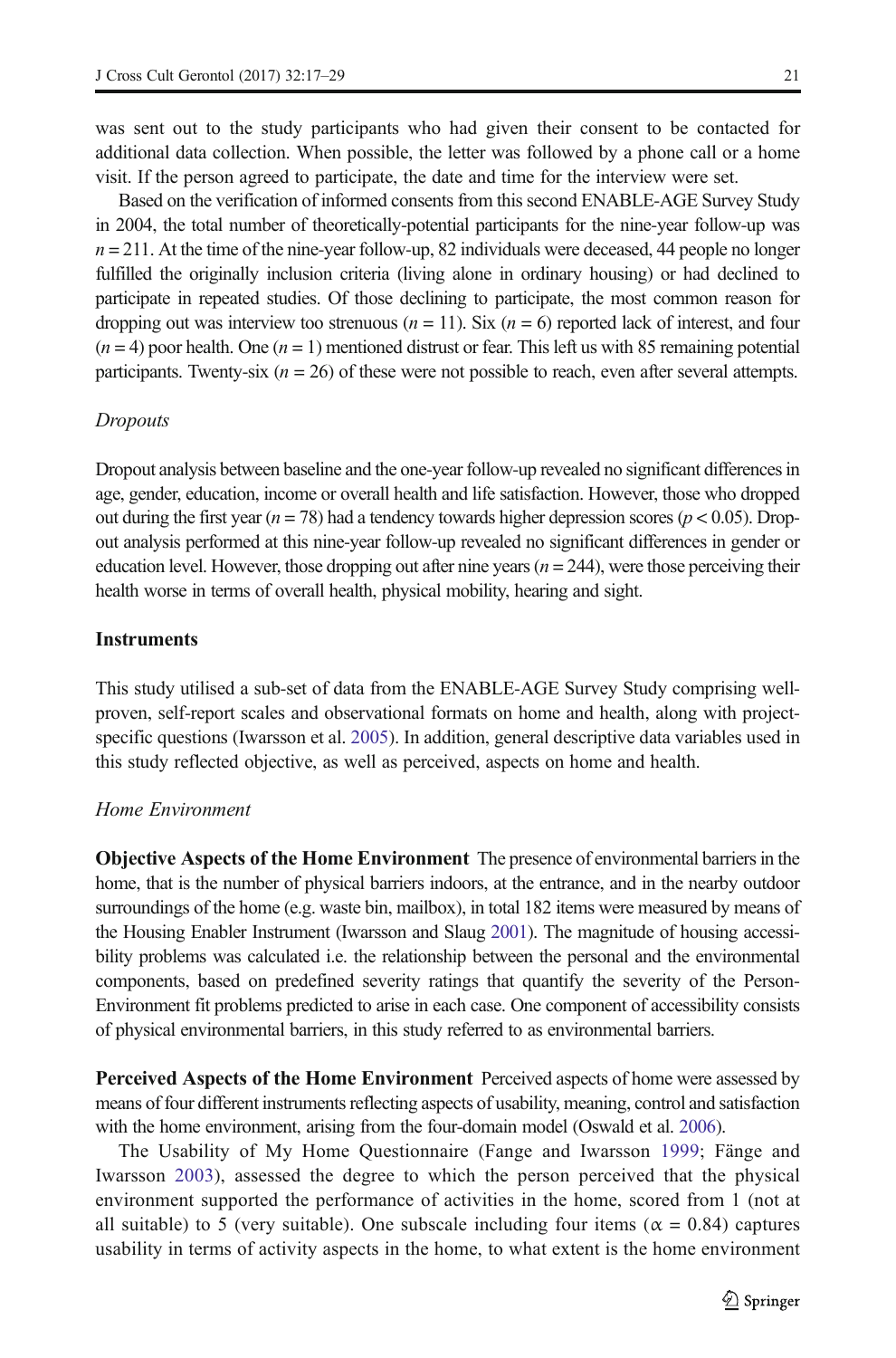was sent out to the study participants who had given their consent to be contacted for additional data collection. When possible, the letter was followed by a phone call or a home visit. If the person agreed to participate, the date and time for the interview were set.

Based on the verification of informed consents from this second ENABLE-AGE Survey Study in 2004, the total number of theoretically-potential participants for the nine-year follow-up was $n = 211$. At the time of the nine-year follow-up, 82 individuals were deceased, 44 people no longer fulfilled the originally inclusion criteria (living alone in ordinary housing) or had declined to participate in repeated studies. Of those declining to participate, the most common reason for dropping out was interview too strenuous ($n = 11$). Six ($n = 6$) reported lack of interest, and four ($n = 4$) poor health. One ($n = 1$) mentioned distrust or fear. This left us with 85 remaining potential participants. Twenty-six ($n = 26$) of these were not possible to reach, even after several attempts.

### *Dropouts*

Dropout analysis between baseline and the one-year follow-up revealed no significant differences in age, gender, education, income or overall health and life satisfaction. However, those who dropped out during the first year ($n = 78$) had a tendency towards higher depression scores ($p < 0.05$). Dropout analysis performed at this nine-year follow-up revealed no significant differences in gender or education level. However, those dropping out after nine years ($n = 244$), were those perceiving their health worse in terms of overall health, physical mobility, hearing and sight.

## Instruments

This study utilised a sub-set of data from the ENABLE-AGE Survey Study comprising well-proven, self-report scales and observational formats on home and health, along with project-specific questions (Iwarsson et al. 2005). In addition, general descriptive data variables used in this study reflected objective, as well as perceived, aspects on home and health.

### *Home Environment*

**Objective Aspects of the Home Environment** The presence of environmental barriers in the home, that is the number of physical barriers indoors, at the entrance, and in the nearby outdoor surroundings of the home (e.g. waste bin, mailbox), in total 182 items were measured by means of the Housing Enabler Instrument (Iwarsson and Slaug 2001). The magnitude of housing accessibility problems was calculated i.e. the relationship between the personal and the environmental components, based on predefined severity ratings that quantify the severity of the Person-Environment fit problems predicted to arise in each case. One component of accessibility consists of physical environmental barriers, in this study referred to as environmental barriers.

**Perceived Aspects of the Home Environment** Perceived aspects of home were assessed by means of four different instruments reflecting aspects of usability, meaning, control and satisfaction with the home environment, arising from the four-domain model (Oswald et al. 2006).

The Usability of My Home Questionnaire (Fange and Iwarsson 1999; Fänge and Iwarsson 2003), assessed the degree to which the person perceived that the physical environment supported the performance of activities in the home, scored from 1 (not at all suitable) to 5 (very suitable). One subscale including four items ($\alpha = 0.84$) captures usability in terms of activity aspects in the home, to what extent is the home environment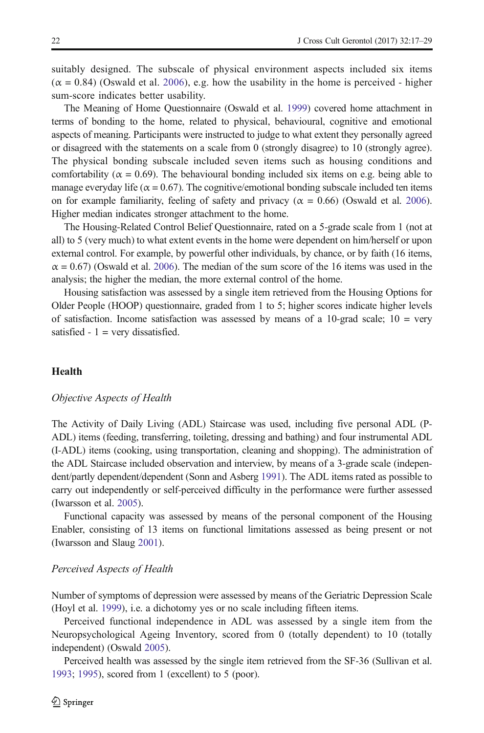suitably designed. The subscale of physical environment aspects included six items ($\alpha = 0.84$) (Oswald et al. 2006), e.g. how the usability in the home is perceived - higher sum-score indicates better usability.

The Meaning of Home Questionnaire (Oswald et al. 1999) covered home attachment in terms of bonding to the home, related to physical, behavioural, cognitive and emotional aspects of meaning. Participants were instructed to judge to what extent they personally agreed or disagreed with the statements on a scale from 0 (strongly disagree) to 10 (strongly agree). The physical bonding subscale included seven items such as housing conditions and comfortability ($\alpha = 0.69$). The behavioural bonding included six items on e.g. being able to manage everyday life ($\alpha = 0.67$). The cognitive/emotional bonding subscale included ten items on for example familiarity, feeling of safety and privacy ($\alpha = 0.66$) (Oswald et al. 2006). Higher median indicates stronger attachment to the home.

The Housing-Related Control Belief Questionnaire, rated on a 5-grade scale from 1 (not at all) to 5 (very much) to what extent events in the home were dependent on him/herself or upon external control. For example, by powerful other individuals, by chance, or by faith (16 items, $\alpha = 0.67$) (Oswald et al. 2006). The median of the sum score of the 16 items was used in the analysis; the higher the median, the more external control of the home.

Housing satisfaction was assessed by a single item retrieved from the Housing Options for Older People (HOOP) questionnaire, graded from 1 to 5; higher scores indicate higher levels of satisfaction. Income satisfaction was assessed by means of a 10-grad scale; 10 = very satisfied - 1 = very dissatisfied.

## Health

### *Objective Aspects of Health*

The Activity of Daily Living (ADL) Staircase was used, including five personal ADL (P-ADL) items (feeding, transferring, toileting, dressing and bathing) and four instrumental ADL (I-ADL) items (cooking, using transportation, cleaning and shopping). The administration of the ADL Staircase included observation and interview, by means of a 3-grade scale (independent/partly dependent/dependent (Sonn and Asberg 1991). The ADL items rated as possible to carry out independently or self-perceived difficulty in the performance were further assessed (Iwarsson et al. 2005).

Functional capacity was assessed by means of the personal component of the Housing Enabler, consisting of 13 items on functional limitations assessed as being present or not (Iwarsson and Slaug 2001).

### *Perceived Aspects of Health*

Number of symptoms of depression were assessed by means of the Geriatric Depression Scale (Hoyl et al. 1999), i.e. a dichotomy yes or no scale including fifteen items.

Perceived functional independence in ADL was assessed by a single item from the Neuropsychological Ageing Inventory, scored from 0 (totally dependent) to 10 (totally independent) (Oswald 2005).

Perceived health was assessed by the single item retrieved from the SF-36 (Sullivan et al. 1993; 1995), scored from 1 (excellent) to 5 (poor).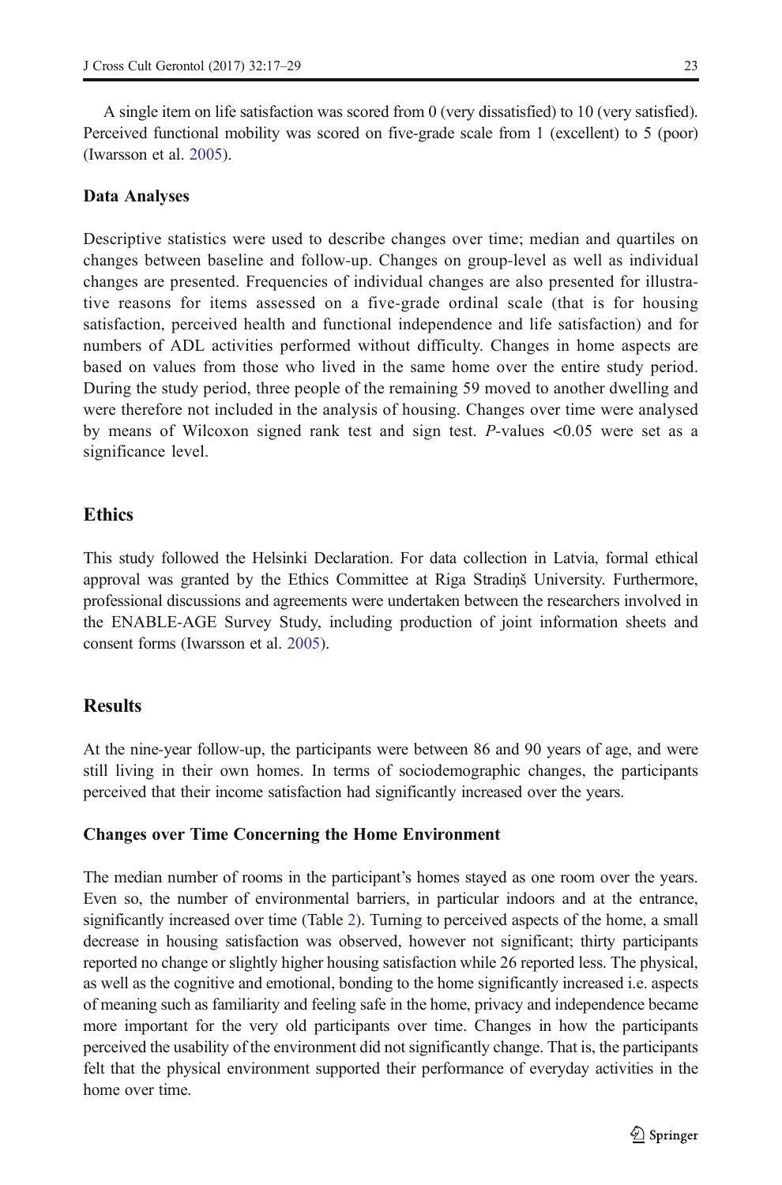A single item on life satisfaction was scored from 0 (very dissatisfied) to 10 (very satisfied). Perceived functional mobility was scored on five-grade scale from 1 (excellent) to 5 (poor) (Iwarsson et al. 2005).

### Data Analyses

Descriptive statistics were used to describe changes over time; median and quartiles on changes between baseline and follow-up. Changes on group-level as well as individual changes are presented. Frequencies of individual changes are also presented for illustrative reasons for items assessed on a five-grade ordinal scale (that is for housing satisfaction, perceived health and functional independence and life satisfaction) and for numbers of ADL activities performed without difficulty. Changes in home aspects are based on values from those who lived in the same home over the entire study period. During the study period, three people of the remaining 59 moved to another dwelling and were therefore not included in the analysis of housing. Changes over time were analysed by means of Wilcoxon signed rank test and sign test. *P*-values <0.05 were set as a significance level.

## Ethics

This study followed the Helsinki Declaration. For data collection in Latvia, formal ethical approval was granted by the Ethics Committee at Riga Stradiņš University. Furthermore, professional discussions and agreements were undertaken between the researchers involved in the ENABLE-AGE Survey Study, including production of joint information sheets and consent forms (Iwarsson et al. 2005).

## Results

At the nine-year follow-up, the participants were between 86 and 90 years of age, and were still living in their own homes. In terms of sociodemographic changes, the participants perceived that their income satisfaction had significantly increased over the years.

### Changes over Time Concerning the Home Environment

The median number of rooms in the participant's homes stayed as one room over the years. Even so, the number of environmental barriers, in particular indoors and at the entrance, significantly increased over time (Table 2). Turning to perceived aspects of the home, a small decrease in housing satisfaction was observed, however not significant; thirty participants reported no change or slightly higher housing satisfaction while 26 reported less. The physical, as well as the cognitive and emotional, bonding to the home significantly increased i.e. aspects of meaning such as familiarity and feeling safe in the home, privacy and independence became more important for the very old participants over time. Changes in how the participants perceived the usability of the environment did not significantly change. That is, the participants felt that the physical environment supported their performance of everyday activities in the home over time.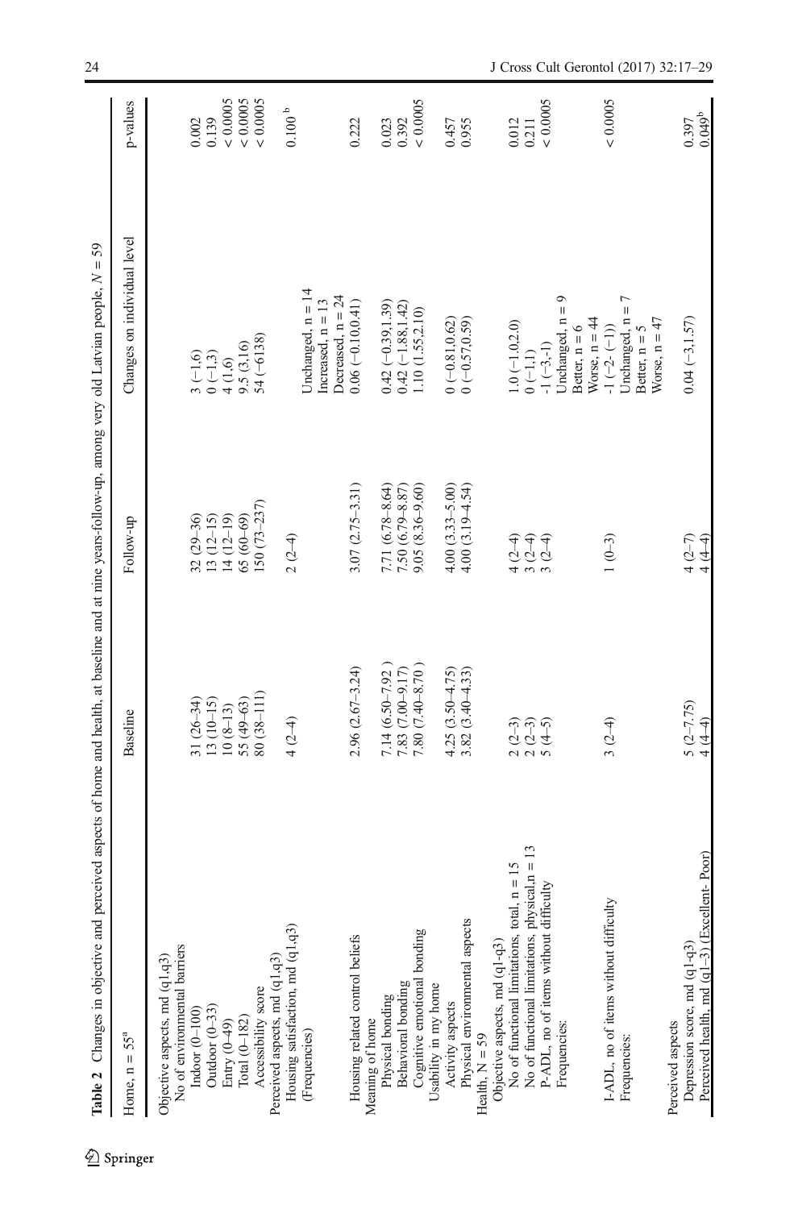**Table 2** Changes in objective and perceived aspects of home and health, at baseline and at nine years-follow-up, among very old Latvian people, $N = 59$

| Home, n = 55[a] | Baseline | Follow-up | Changes on individual level | p-values |
|---|---|---|---|---|
| Objective aspects, md (q1,q3) | | | | |
| No of environmental barriers | | | | |
| Indoor (0–100) | 31 (26–34) | 32 (29–36) | 3 (−1,6) | 0.002 |
| Outdoor (0–33) | 13 (10–15) | 13 (12–15) | 0 (−1,3) | 0.139 |
| Entry (0–49) | 10 (8–13) | 14 (12–19) | 4 (1,6) | < 0.0005 |
| Total (0–182) | 55 (49–63) | 65 (60–69) | 9.5 (3,16) | < 0.0005 |
| Accessibility score | 80 (38–111) | 150 (73–237) | 54 (−6138) | < 0.0005 |
| Perceived aspects, md (q1,q3) | | | | |
| Housing satisfaction, md (q1,q3) | 4 (2–4) | 2 (2–4) | | 0.100 [b] |
| (Frequencies) | | | Unchanged, n = 14<br>Increased, n = 13<br>Decreased, n = 24 | |
| Housing related control beliefs | 2.96 (2.67–3.24) | 3.07 (2.75–3.31) | 0.06 (−0.10,0.41) | 0.222 |
| Meaning of home | | | | |
| Physical bonding | 7.14 (6.50–7.92 ) | 7.71 (6.78–8.64) | 0.42 (−0.39,1.39) | 0.023 |
| Behavioral bonding | 7.83 (7.00–9.17) | 7.50 (6.79–8.87) | 0.42 (−1.88,1.42) | 0.392 |
| Cognitive emotional bonding | 7.80 (7.40–8.70 ) | 9.05 (8.36–9.60) | 1.10 (1.55,2.10) | < 0.0005 |
| Usability in my home | | | | |
| Activity aspects | 4.25 (3.50–4.75) | 4.00 (3.33–5.00) | 0 (−0.81,0.62) | 0.457 |
| Physical environmental aspects | 3.82 (3.40–4.33) | 4.00 (3.19–4.54) | 0 (−0.57,0.59) | 0.955 |
| Health, N = 59 | | | | |
| Objective aspects, md (q1-q3) | | | | |
| No of functional limitations, total, n = 15 | 2 (2–3) | 4 (2–4) | 1.0 (−1.0,2.0) | 0.012 |
| No of functional limitations, physical,n = 13 | 2 (2–3) | 3 (2–4) | 0 (−1,1) | 0.211 |
| P-ADL, no of items without difficulty | 5 (4–5) | 3 (2–4) | -1 (−3,-1) | < 0.0005 |
| Frequencies: | | | Unchanged, n = 9<br>Better, n = 6<br>Worse, n = 44 | |
| I-ADL, no of items without difficulty | 3 (2–4) | 1 (0–3) | -1 (−2- (−1)) | < 0.0005 |
| Frequencies: | | | Unchanged, n = 7<br>Better, n = 5<br>Worse, n = 47 | |
| Perceived aspects | | | | |
| Depression score, md (q1-q3) | 5 (2–7.75) | 4 (2–7) | 0.04 (−3,1.57) | 0.397 |
| Perceived health, md (q1–3) (Excellent- Poor) | 4 (4–4) | 4 (4–4) | | 0.049[b] |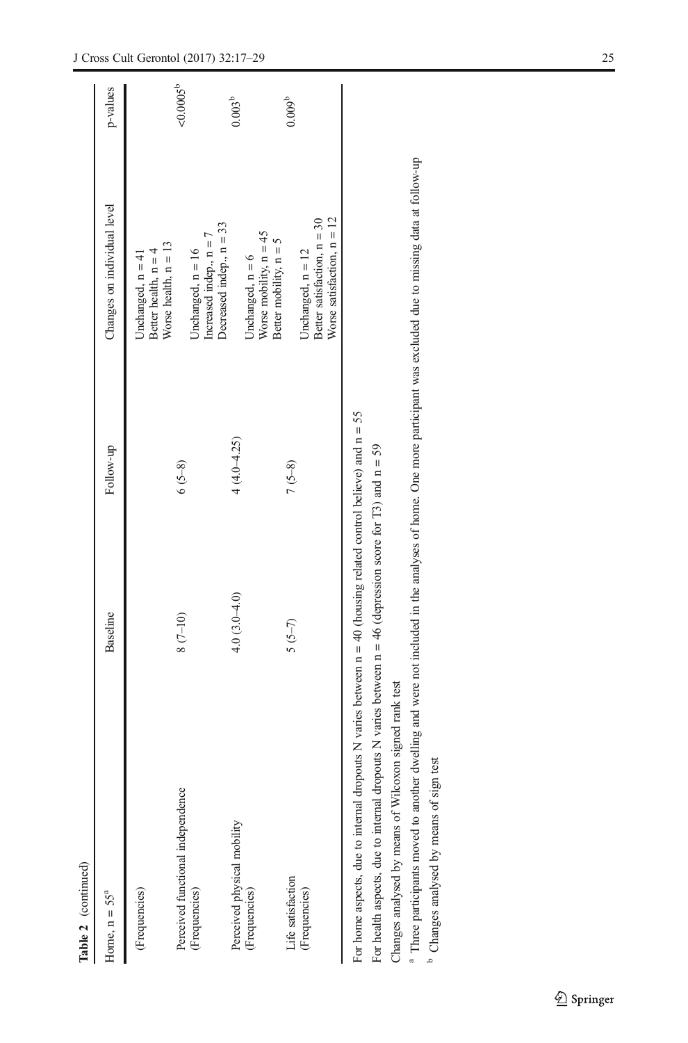**Table 2** (continued)

| Home, n = 55[a] | Baseline | Follow-up | Changes on individual level | p-values |
|---|---|---|---|---|
| (Frequencies) | | | Unchanged, n = 41<br>Better health, n = 4<br>Worse health, n = 13 | |
| Perceived functional independence<br>(Frequencies) | 8 (7–10) | 6 (5–8) | Unchanged, n = 16<br>Increased indep., n = 7<br>Decreased indep., n = 33 | <0.0005[b] |
| Perceived physical mobility<br>(Frequencies) | 4.0 (3.0–4.0) | 4 (4.0–4.25) | Unchanged, n = 6<br>Worse mobility, n = 45<br>Better mobility, n = 5 | 0.003[b] |
| Life satisfaction<br>(Frequencies) | 5 (5–7) | 7 (5–8) | Unchanged, n = 12<br>Better satisfaction, n = 30<br>Worse satisfaction, n = 12 | 0.009[b] |

For home aspects, due to internal dropouts N varies between n = 40 (housing related control believe) and n = 55

For health aspects, due to internal dropouts N varies between n = 46 (depression score for T3) and n = 59

Changes analysed by means of Wilcoxon signed rank test

[a] Three participants moved to another dwelling and were not included in the analyses of home. One more participant was excluded due to missing data at follow-up

[b] Changes analysed by means of sign test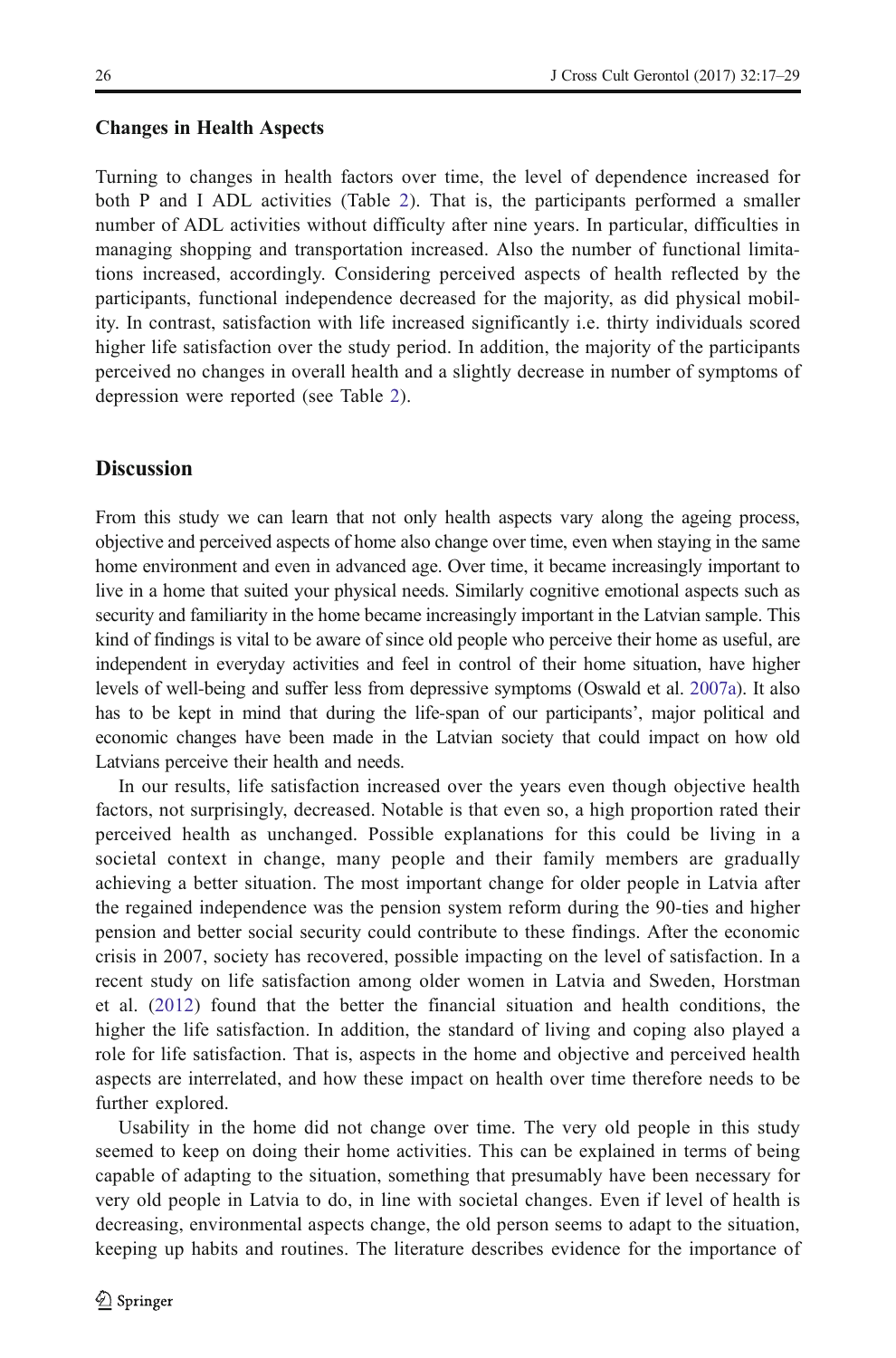### Changes in Health Aspects

Turning to changes in health factors over time, the level of dependence increased for both P and I ADL activities (Table 2). That is, the participants performed a smaller number of ADL activities without difficulty after nine years. In particular, difficulties in managing shopping and transportation increased. Also the number of functional limitations increased, accordingly. Considering perceived aspects of health reflected by the participants, functional independence decreased for the majority, as did physical mobility. In contrast, satisfaction with life increased significantly i.e. thirty individuals scored higher life satisfaction over the study period. In addition, the majority of the participants perceived no changes in overall health and a slightly decrease in number of symptoms of depression were reported (see Table 2).

## Discussion

From this study we can learn that not only health aspects vary along the ageing process, objective and perceived aspects of home also change over time, even when staying in the same home environment and even in advanced age. Over time, it became increasingly important to live in a home that suited your physical needs. Similarly cognitive emotional aspects such as security and familiarity in the home became increasingly important in the Latvian sample. This kind of findings is vital to be aware of since old people who perceive their home as useful, are independent in everyday activities and feel in control of their home situation, have higher levels of well-being and suffer less from depressive symptoms (Oswald et al. 2007a). It also has to be kept in mind that during the life-span of our participants', major political and economic changes have been made in the Latvian society that could impact on how old Latvians perceive their health and needs.

In our results, life satisfaction increased over the years even though objective health factors, not surprisingly, decreased. Notable is that even so, a high proportion rated their perceived health as unchanged. Possible explanations for this could be living in a societal context in change, many people and their family members are gradually achieving a better situation. The most important change for older people in Latvia after the regained independence was the pension system reform during the 90-ties and higher pension and better social security could contribute to these findings. After the economic crisis in 2007, society has recovered, possible impacting on the level of satisfaction. In a recent study on life satisfaction among older women in Latvia and Sweden, Horstman et al. (2012) found that the better the financial situation and health conditions, the higher the life satisfaction. In addition, the standard of living and coping also played a role for life satisfaction. That is, aspects in the home and objective and perceived health aspects are interrelated, and how these impact on health over time therefore needs to be further explored.

Usability in the home did not change over time. The very old people in this study seemed to keep on doing their home activities. This can be explained in terms of being capable of adapting to the situation, something that presumably have been necessary for very old people in Latvia to do, in line with societal changes. Even if level of health is decreasing, environmental aspects change, the old person seems to adapt to the situation, keeping up habits and routines. The literature describes evidence for the importance of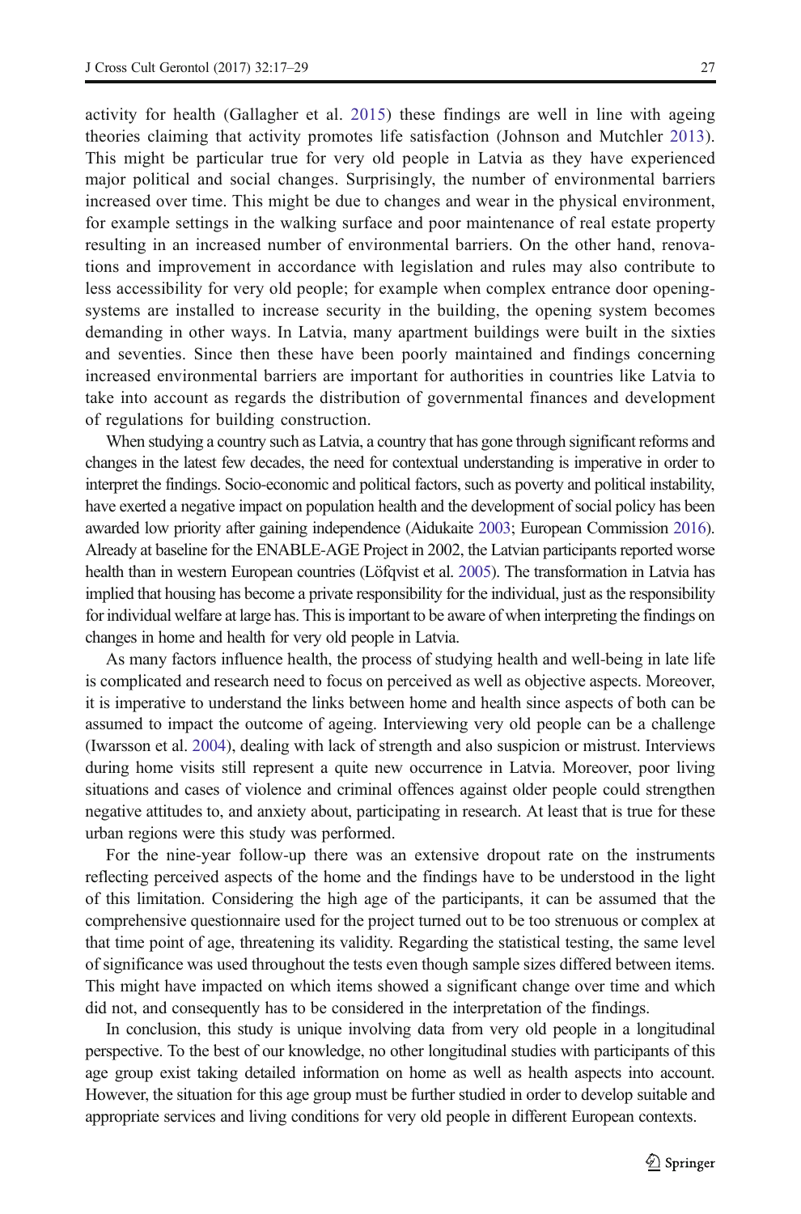activity for health (Gallagher et al. 2015) these findings are well in line with ageing theories claiming that activity promotes life satisfaction (Johnson and Mutchler 2013). This might be particular true for very old people in Latvia as they have experienced major political and social changes. Surprisingly, the number of environmental barriers increased over time. This might be due to changes and wear in the physical environment, for example settings in the walking surface and poor maintenance of real estate property resulting in an increased number of environmental barriers. On the other hand, renovations and improvement in accordance with legislation and rules may also contribute to less accessibility for very old people; for example when complex entrance door opening-systems are installed to increase security in the building, the opening system becomes demanding in other ways. In Latvia, many apartment buildings were built in the sixties and seventies. Since then these have been poorly maintained and findings concerning increased environmental barriers are important for authorities in countries like Latvia to take into account as regards the distribution of governmental finances and development of regulations for building construction.

When studying a country such as Latvia, a country that has gone through significant reforms and changes in the latest few decades, the need for contextual understanding is imperative in order to interpret the findings. Socio-economic and political factors, such as poverty and political instability, have exerted a negative impact on population health and the development of social policy has been awarded low priority after gaining independence (Aidukaite 2003; European Commission 2016). Already at baseline for the ENABLE-AGE Project in 2002, the Latvian participants reported worse health than in western European countries (Löfqvist et al. 2005). The transformation in Latvia has implied that housing has become a private responsibility for the individual, just as the responsibility for individual welfare at large has. This is important to be aware of when interpreting the findings on changes in home and health for very old people in Latvia.

As many factors influence health, the process of studying health and well-being in late life is complicated and research need to focus on perceived as well as objective aspects. Moreover, it is imperative to understand the links between home and health since aspects of both can be assumed to impact the outcome of ageing. Interviewing very old people can be a challenge (Iwarsson et al. 2004), dealing with lack of strength and also suspicion or mistrust. Interviews during home visits still represent a quite new occurrence in Latvia. Moreover, poor living situations and cases of violence and criminal offences against older people could strengthen negative attitudes to, and anxiety about, participating in research. At least that is true for these urban regions were this study was performed.

For the nine-year follow-up there was an extensive dropout rate on the instruments reflecting perceived aspects of the home and the findings have to be understood in the light of this limitation. Considering the high age of the participants, it can be assumed that the comprehensive questionnaire used for the project turned out to be too strenuous or complex at that time point of age, threatening its validity. Regarding the statistical testing, the same level of significance was used throughout the tests even though sample sizes differed between items. This might have impacted on which items showed a significant change over time and which did not, and consequently has to be considered in the interpretation of the findings.

In conclusion, this study is unique involving data from very old people in a longitudinal perspective. To the best of our knowledge, no other longitudinal studies with participants of this age group exist taking detailed information on home as well as health aspects into account. However, the situation for this age group must be further studied in order to develop suitable and appropriate services and living conditions for very old people in different European contexts.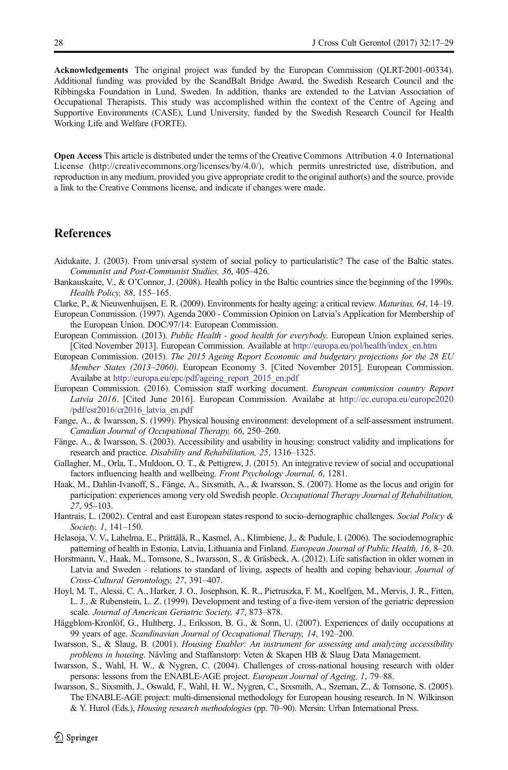**Acknowledgements** The original project was funded by the European Commission (QLRT-2001-00334). Additional funding was provided by the ScandBalt Bridge Award, the Swedish Research Council and the Ribbingska Foundation in Lund, Sweden. In addition, thanks are extended to the Latvian Association of Occupational Therapists. This study was accomplished within the context of the Centre of Ageing and Supportive Environments (CASE), Lund University, funded by the Swedish Research Council for Health Working Life and Welfare (FORTE).

**Open Access** This article is distributed under the terms of the Creative Commons Attribution 4.0 International License (http://creativecommons.org/licenses/by/4.0/), which permits unrestricted use, distribution, and reproduction in any medium, provided you give appropriate credit to the original author(s) and the source, provide a link to the Creative Commons license, and indicate if changes were made.

## References

Aidukaite, J. (2003). From universal system of social policy to particularistic? The case of the Baltic states. *Communist and Post-Communist Studies, 36*, 405–426.

Bankauskaite, V., & O'Connor, J. (2008). Health policy in the Baltic countries since the beginning of the 1990s. *Health Policy, 88*, 155–165.

Clarke, P., & Nieuwenhuijsen, E. R. (2009). Environments for healty ageing: a critical review. *Maturitas, 64*, 14–19.

European Commission. (1997). Agenda 2000 - Commission Opinion on Latvia's Application for Membership of the European Union. DOC/97/14: European Commission.

European Commission. (2013). *Public Health - good health for everybody*. European Union explained series. [Cited November 2013]. European Commission. Available at http://europa.eu/pol/health/index_en.htm

European Commission. (2015). *The 2015 Ageing Report Economic and budgetary projections for the 28 EU Member States (2013–2060)*. European Economy 3. [Cited November 2015]. European Commission. Availabe at http://europa.eu/epc/pdf/ageing_report_2015_en.pdf

European Commission. (2016). Comission staff working document. *European commission country Report Latvia 2016*. [Cited June 2016]. European Commission. Availabe at http://ec.europa.eu/europe2020/pdf/csr2016/cr2016_latvia_en.pdf

Fange, A., & Iwarsson, S. (1999). Physical housing environment: development of a self-assessment instrument. *Canadian Journal of Occupational Therapy, 66*, 250–260.

Fänge, A., & Iwarsson, S. (2003). Accessibility and usability in housing: construct validity and implications for research and practice. *Disability and Rehabilitation, 25*, 1316–1325.

Gallagher, M., Orla, T., Muldoon, O. T., & Pettigrew, J. (2015). An integrative review of social and occupational factors influencing health and wellbeing. *Front Psychology Journal, 6*, 1281.

Haak, M., Dahlin-Ivanoff, S., Fänge, A., Sixsmith, A., & Iwarsson, S. (2007). Home as the locus and origin for participation: experiences among very old Swedish people. *Occupational Therapy Journal of Rehabilitation, 27*, 95–103.

Hantrais, L. (2002). Central and east European states respond to socio-demographic challenges. *Social Policy & Society, 1*, 141–150.

Helasoja, V. V., Lahelma, E., Prättälä, R., Kasmel, A., Klimbiene, J., & Pudule, I. (2006). The sociodemographic patterning of health in Estonia, Latvia, Lithuania and Finland. *European Journal of Public Health, 16*, 8–20.

Horstmann, V., Haak, M., Tomsone, S., Iwarsson, S., & Gräsbeck, A. (2012). Life satisfaction in older women in Latvia and Sweden - relations to standard of living, aspects of health and coping behaviour. *Journal of Cross-Cultural Gerontology, 27*, 391–407.

Hoyl, M. T., Alessi, C. A., Harker, J. O., Josephson, K. R., Pietruszka, F. M., Koelfgen, M., Mervis, J. R., Fitten, L. J., & Rubenstein, L. Z. (1999). Development and testing of a five-item version of the geriatric depression scale. *Journal of American Geriatric Society, 47*, 873–878.

Häggblom-Kronlöf, G., Hultberg, J., Eriksson, B. G., & Sonn, U. (2007). Experiences of daily occupations at 99 years of age. *Scandinavian Journal of Occupational Therapy, 14*, 192–200.

Iwarsson, S., & Slaug, B. (2001). *Housing Enabler: An instrument for assessing and analyzing accessibility problems in housing*. Nävling and Staffanstorp: Veten & Skapen HB & Slaug Data Management.

Iwarsson, S., Wahl, H. W., & Nygren, C. (2004). Challenges of cross-national housing research with older persons: lessons from the ENABLE-AGE project. *European Journal of Ageing, 1*, 79–88.

Iwarsson, S., Sixsmith, J., Oswald, F., Wahl, H. W., Nygren, C., Sixsmith, A., Szeman, Z., & Tomsone, S. (2005). The ENABLE-AGE project: multi-dimensional methodology for European housing research. In N. Wilkinson & Y. Hurol (Eds.), *Housing research methodologies* (pp. 70–90). Mersin: Urban International Press.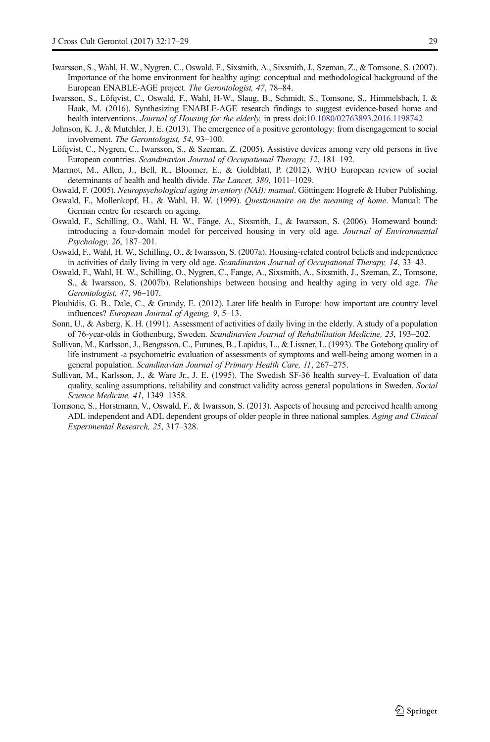Iwarsson, S., Wahl, H. W., Nygren, C., Oswald, F., Sixsmith, A., Sixsmith, J., Szeman, Z., & Tomsone, S. (2007). Importance of the home environment for healthy aging: conceptual and methodological background of the European ENABLE-AGE project. *The Gerontologist, 47*, 78–84.

Iwarsson, S., Löfqvist, C., Oswald, F., Wahl, H-W., Slaug, B., Schmidt, S., Tomsone, S., Himmelsbach, I. & Haak, M. (2016). Synthesizing ENABLE-AGE research findings to suggest evidence-based home and health interventions. *Journal of Housing for the elderly,* in press doi:10.1080/02763893.2016.1198742

Johnson, K. J., & Mutchler, J. E. (2013). The emergence of a positive gerontology: from disengagement to social involvement. *The Gerontologist, 54*, 93–100.

Löfqvist, C., Nygren, C., Iwarsson, S., & Szeman, Z. (2005). Assistive devices among very old persons in five European countries. *Scandinavian Journal of Occupational Therapy, 12*, 181–192.

Marmot, M., Allen, J., Bell, R., Bloomer, E., & Goldblatt, P. (2012). WHO European review of social determinants of health and health divide. *The Lancet, 380*, 1011–1029.

Oswald, F. (2005). *Neuropsychological aging inventory (NAI): manual*. Göttingen: Hogrefe & Huber Publishing.

Oswald, F., Mollenkopf, H., & Wahl, H. W. (1999). *Questionnaire on the meaning of home*. Manual: The German centre for research on ageing.

Oswald, F., Schilling, O., Wahl, H. W., Fänge, A., Sixsmith, J., & Iwarsson, S. (2006). Homeward bound: introducing a four-domain model for perceived housing in very old age. *Journal of Environmental Psychology, 26*, 187–201.

Oswald, F., Wahl, H. W., Schilling, O., & Iwarsson, S. (2007a). Housing-related control beliefs and independence in activities of daily living in very old age. *Scandinavian Journal of Occupational Therapy, 14*, 33–43.

Oswald, F., Wahl, H. W., Schilling, O., Nygren, C., Fange, A., Sixsmith, A., Sixsmith, J., Szeman, Z., Tomsone, S., & Iwarsson, S. (2007b). Relationships between housing and healthy aging in very old age. *The Gerontologist, 47*, 96–107.

Ploubidis, G. B., Dale, C., & Grundy, E. (2012). Later life health in Europe: how important are country level influences? *European Journal of Ageing, 9*, 5–13.

Sonn, U., & Asberg, K. H. (1991). Assessment of activities of daily living in the elderly. A study of a population of 76-year-olds in Gothenburg, Sweden. *Scandinavien Journal of Rehabilitation Medicine, 23*, 193–202.

Sullivan, M., Karlsson, J., Bengtsson, C., Furunes, B., Lapidus, L., & Lissner, L. (1993). The Goteborg quality of life instrument -a psychometric evaluation of assessments of symptoms and well-being among women in a general population. *Scandinavian Journal of Primary Health Care, 11*, 267–275.

Sullivan, M., Karlsson, J., & Ware Jr., J. E. (1995). The Swedish SF-36 health survey–I. Evaluation of data quality, scaling assumptions, reliability and construct validity across general populations in Sweden. *Social Science Medicine, 41*, 1349–1358.

Tomsone, S., Horstmann, V., Oswald, F., & Iwarsson, S. (2013). Aspects of housing and perceived health among ADL independent and ADL dependent groups of older people in three national samples. *Aging and Clinical Experimental Research, 25*, 317–328.